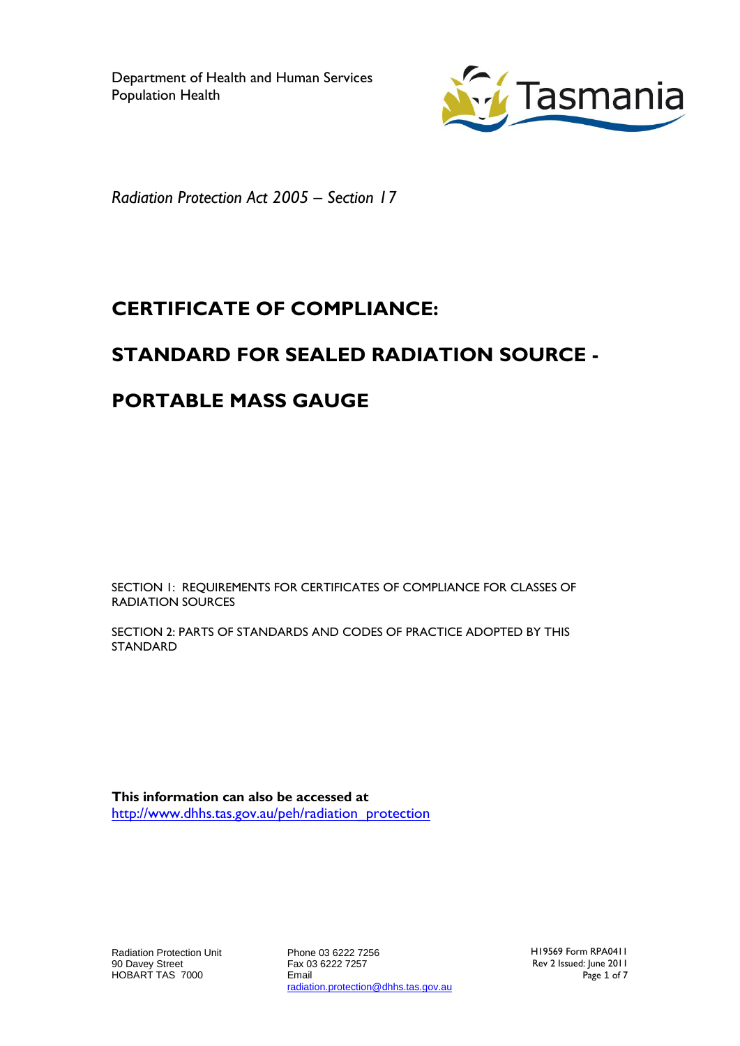Department of Health and Human Services
Population Health

*Radiation Protection Act 2005 – Section 17*

# CERTIFICATE OF COMPLIANCE:

# STANDARD FOR SEALED RADIATION SOURCE -

# PORTABLE MASS GAUGE

SECTION 1: REQUIREMENTS FOR CERTIFICATES OF COMPLIANCE FOR CLASSES OF RADIATION SOURCES

SECTION 2: PARTS OF STANDARDS AND CODES OF PRACTICE ADOPTED BY THIS STANDARD

**This information can also be accessed at**
http://www.dhhs.tas.gov.au/peh/radiation_protection

Radiation Protection Unit
90 Davey Street
HOBART TAS 7000

Phone 03 6222 7256
Fax 03 6222 7257
Email
radiation.protection@dhhs.tas.gov.au

H19569 Form RPA0411
Rev 2 Issued: June 2011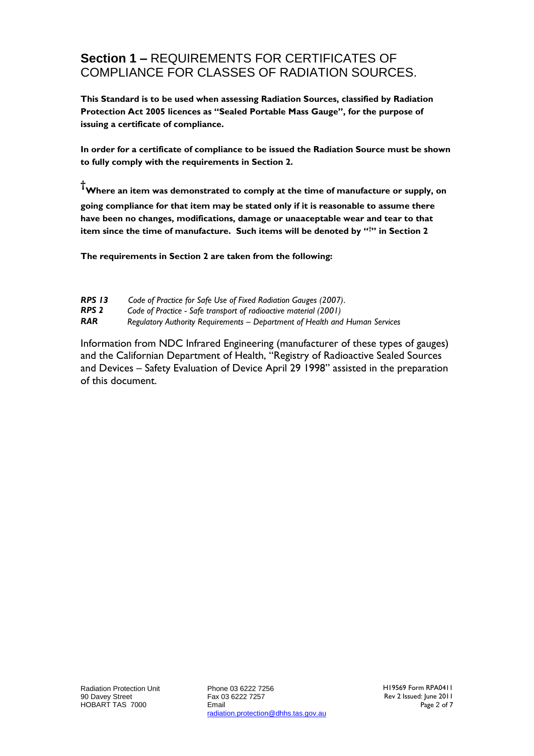## Section 1 – REQUIREMENTS FOR CERTIFICATES OF COMPLIANCE FOR CLASSES OF RADIATION SOURCES.

**This Standard is to be used when assessing Radiation Sources, classified by Radiation Protection Act 2005 licences as "Sealed Portable Mass Gauge", for the purpose of issuing a certificate of compliance.**

**In order for a certificate of compliance to be issued the Radiation Source must be shown to fully comply with the requirements in Section 2.**

**† Where an item was demonstrated to comply at the time of manufacture or supply, on going compliance for that item may be stated only if it is reasonable to assume there have been no changes, modifications, damage or unaaceptable wear and tear to that item since the time of manufacture. Such items will be denoted by "†" in Section 2**

**The requirements in Section 2 are taken from the following:**

| | |
|---|---|
| ***RPS 13*** | *Code of Practice for Safe Use of Fixed Radiation Gauges (2007).* |
| ***RPS 2*** | *Code of Practice - Safe transport of radioactive material (2001)* |
| ***RAR*** | *Regulatory Authority Requirements – Department of Health and Human Services* |

Information from NDC Infrared Engineering (manufacturer of these types of gauges) and the Californian Department of Health, "Registry of Radioactive Sealed Sources and Devices – Safety Evaluation of Device April 29 1998" assisted in the preparation of this document.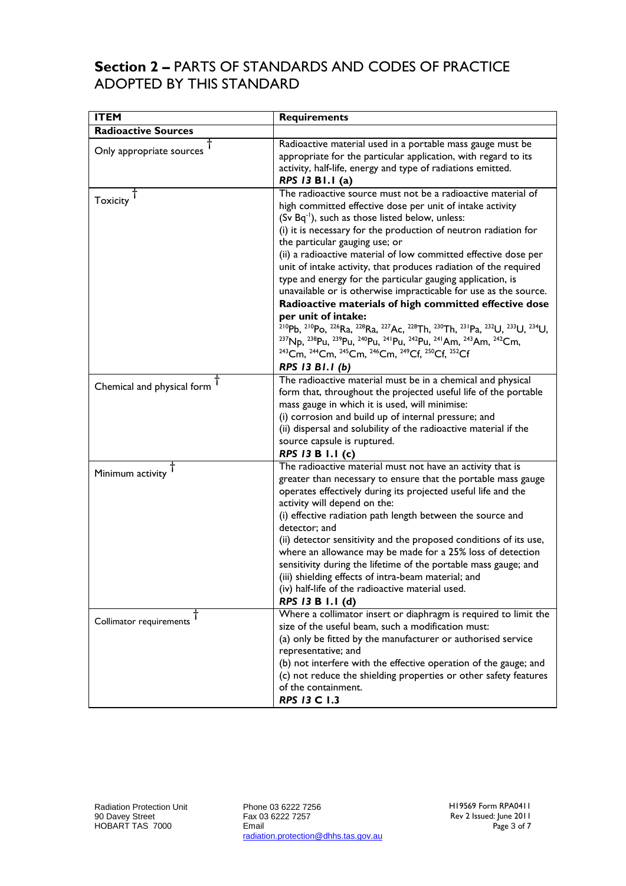## **Section 2 –** PARTS OF STANDARDS AND CODES OF PRACTICE ADOPTED BY THIS STANDARD

| **ITEM** | **Requirements** |
|---|---|
| **Radioactive Sources** | |
| Only appropriate sources † | Radioactive material used in a portable mass gauge must be appropriate for the particular application, with regard to its activity, half-life, energy and type of radiations emitted.<br>***RPS 13* B1.1 (a)** |
| Toxicity † | The radioactive source must not be a radioactive material of high committed effective dose per unit of intake activity (Sv $Bq^{-1}$), such as those listed below, unless:<br>(i) it is necessary for the production of neutron radiation for the particular gauging use; or<br>(ii) a radioactive material of low committed effective dose per unit of intake activity, that produces radiation of the required type and energy for the particular gauging application, is unavailable or is otherwise impracticable for use as the source.<br>**Radioactive materials of high committed effective dose per unit of intake:**<br>$^{210}$Pb, $^{210}$Po, $^{226}$Ra, $^{228}$Ra, $^{227}$Ac, $^{228}$Th, $^{230}$Th, $^{231}$Pa, $^{232}$U, $^{233}$U, $^{234}$U, $^{237}$Np, $^{238}$Pu, $^{239}$Pu, $^{240}$Pu, $^{241}$Pu, $^{242}$Pu, $^{241}$Am, $^{243}$Am, $^{242}$Cm, $^{243}$Cm, $^{244}$Cm, $^{245}$Cm, $^{246}$Cm, $^{249}$Cf, $^{250}$Cf, $^{252}$Cf<br>***RPS 13 B1.1 (b)*** |
| Chemical and physical form † | The radioactive material must be in a chemical and physical form that, throughout the projected useful life of the portable mass gauge in which it is used, will minimise:<br>(i) corrosion and build up of internal pressure; and<br>(ii) dispersal and solubility of the radioactive material if the source capsule is ruptured.<br>***RPS 13* B 1.1 (c)** |
| Minimum activity † | The radioactive material must not have an activity that is greater than necessary to ensure that the portable mass gauge operates effectively during its projected useful life and the activity will depend on the:<br>(i) effective radiation path length between the source and detector; and<br>(ii) detector sensitivity and the proposed conditions of its use, where an allowance may be made for a 25% loss of detection sensitivity during the lifetime of the portable mass gauge; and<br>(iii) shielding effects of intra-beam material; and<br>(iv) half-life of the radioactive material used.<br>***RPS 13* B 1.1 (d)** |
| Collimator requirements † | Where a collimator insert or diaphragm is required to limit the size of the useful beam, such a modification must:<br>(a) only be fitted by the manufacturer or authorised service representative; and<br>(b) not interfere with the effective operation of the gauge; and<br>(c) not reduce the shielding properties or other safety features of the containment.<br>***RPS 13* C 1.3** |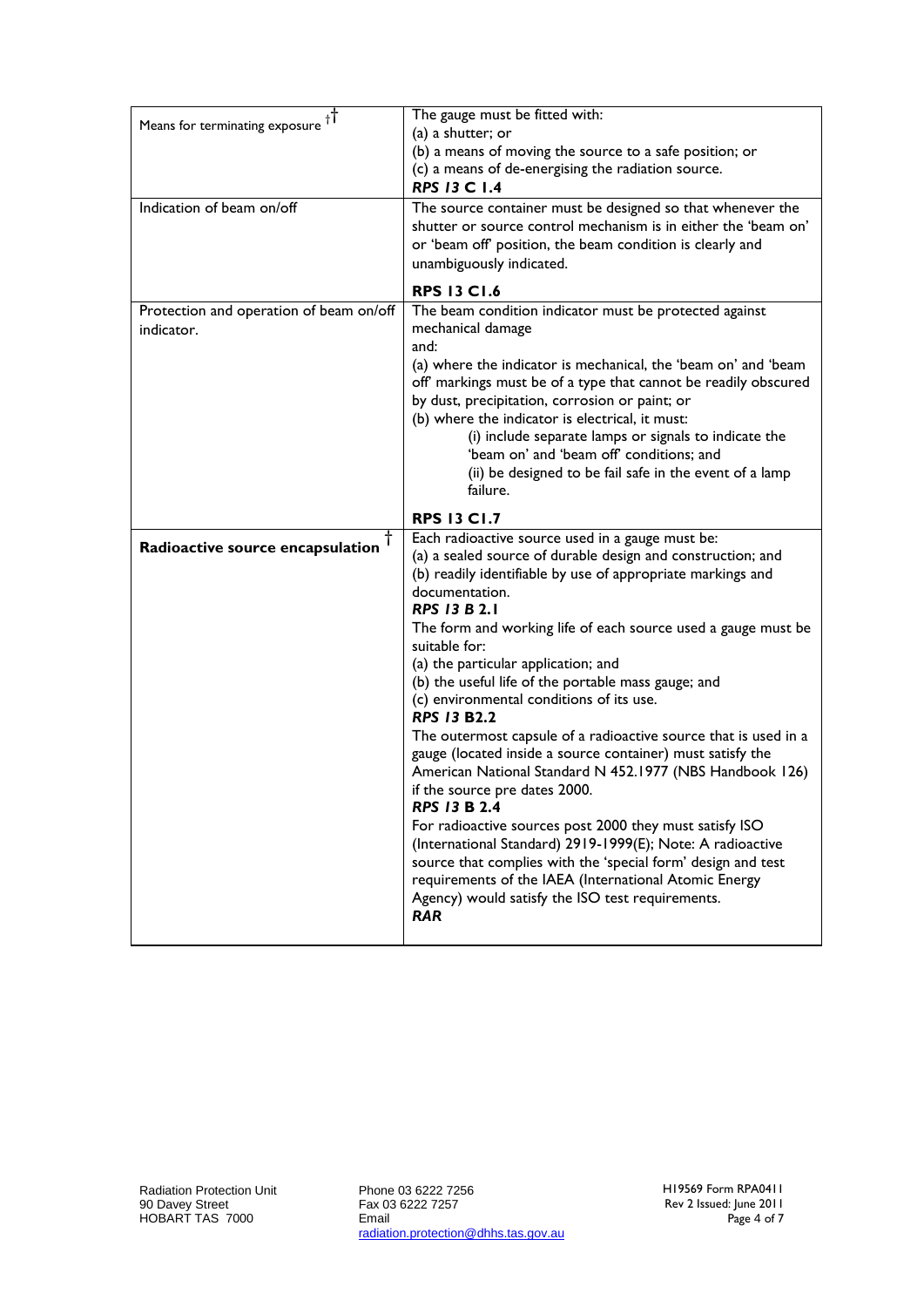| | |
|---|---|
| Means for terminating exposure †† | The gauge must be fitted with:<br>(a) a shutter; or<br>(b) a means of moving the source to a safe position; or<br>(c) a means of de-energising the radiation source.<br>***RPS 13* C 1.4** |
| Indication of beam on/off | The source container must be designed so that whenever the shutter or source control mechanism is in either the 'beam on' or 'beam off' position, the beam condition is clearly and unambiguously indicated.<br><br>**RPS 13 C1.6** |
| Protection and operation of beam on/off indicator. | The beam condition indicator must be protected against mechanical damage<br>and:<br>(a) where the indicator is mechanical, the 'beam on' and 'beam off' markings must be of a type that cannot be readily obscured by dust, precipitation, corrosion or paint; or<br>(b) where the indicator is electrical, it must:<br>(i) include separate lamps or signals to indicate the 'beam on' and 'beam off' conditions; and<br>(ii) be designed to be fail safe in the event of a lamp failure.<br><br>**RPS 13 C1.7** |
| **Radioactive source encapsulation** † | Each radioactive source used in a gauge must be:<br>(a) a sealed source of durable design and construction; and<br>(b) readily identifiable by use of appropriate markings and documentation.<br>***RPS 13 B* 2.1**<br>The form and working life of each source used a gauge must be suitable for:<br>(a) the particular application; and<br>(b) the useful life of the portable mass gauge; and<br>(c) environmental conditions of its use.<br>***RPS 13* B2.2**<br>The outermost capsule of a radioactive source that is used in a gauge (located inside a source container) must satisfy the American National Standard N 452.1977 (NBS Handbook 126) if the source pre dates 2000.<br>***RPS 13* B 2.4**<br>For radioactive sources post 2000 they must satisfy ISO (International Standard) 2919-1999(E); Note: A radioactive source that complies with the 'special form' design and test requirements of the IAEA (International Atomic Energy Agency) would satisfy the ISO test requirements.<br>***RAR*** |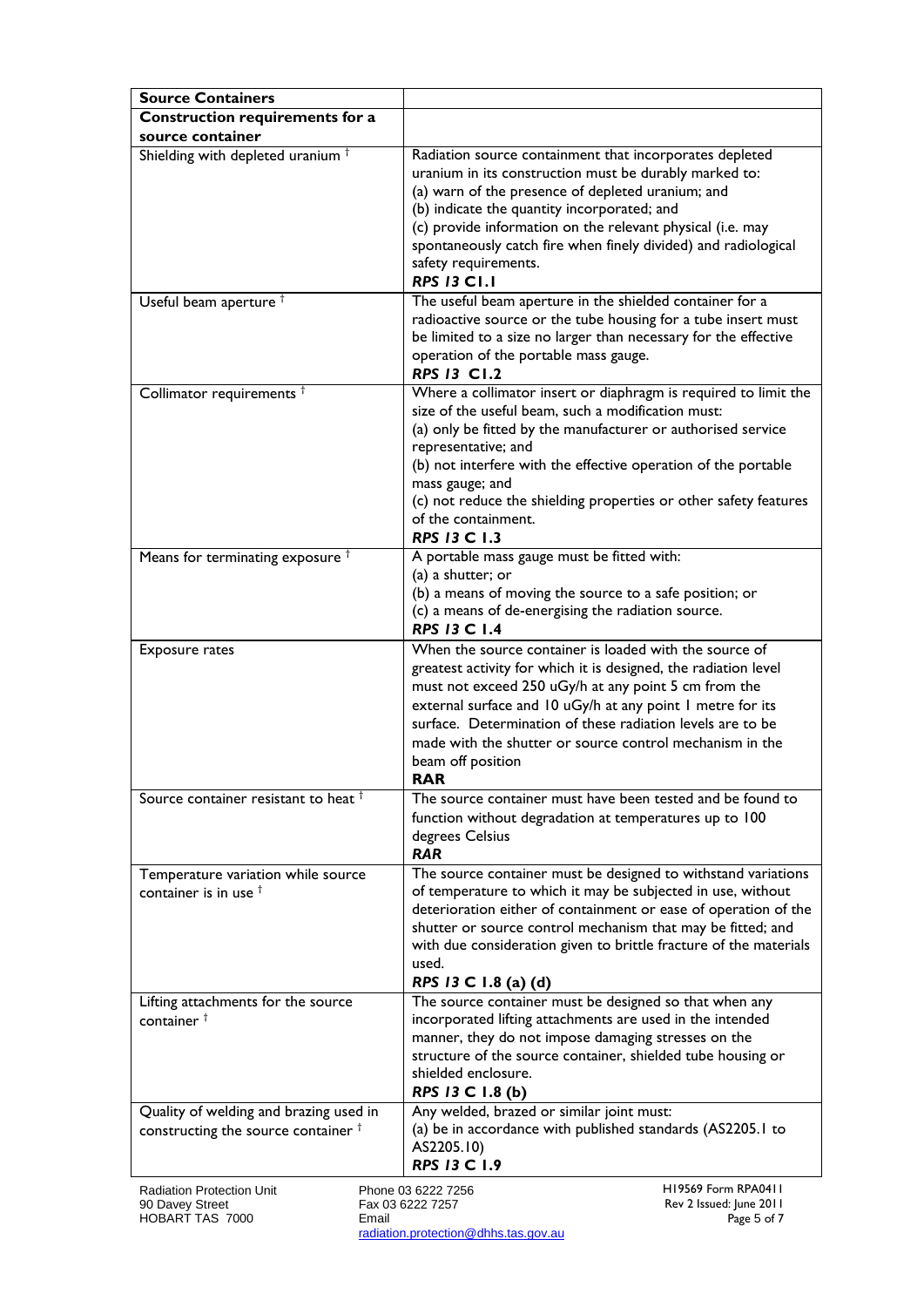| **Source Containers** | |
|---|---|
| **Construction requirements for a source container** | |
| Shielding with depleted uranium † | Radiation source containment that incorporates depleted uranium in its construction must be durably marked to:<br>(a) warn of the presence of depleted uranium; and<br>(b) indicate the quantity incorporated; and<br>(c) provide information on the relevant physical (i.e. may spontaneously catch fire when finely divided) and radiological safety requirements.<br>***RPS 13* C1.1** |
| Useful beam aperture † | The useful beam aperture in the shielded container for a radioactive source or the tube housing for a tube insert must be limited to a size no larger than necessary for the effective operation of the portable mass gauge.<br>***RPS 13* C1.2** |
| Collimator requirements † | Where a collimator insert or diaphragm is required to limit the size of the useful beam, such a modification must:<br>(a) only be fitted by the manufacturer or authorised service representative; and<br>(b) not interfere with the effective operation of the portable mass gauge; and<br>(c) not reduce the shielding properties or other safety features of the containment.<br>***RPS 13* C 1.3** |
| Means for terminating exposure † | A portable mass gauge must be fitted with:<br>(a) a shutter; or<br>(b) a means of moving the source to a safe position; or<br>(c) a means of de-energising the radiation source.<br>***RPS 13* C 1.4** |
| Exposure rates | When the source container is loaded with the source of greatest activity for which it is designed, the radiation level must not exceed 250 uGy/h at any point 5 cm from the external surface and 10 uGy/h at any point 1 metre for its surface. Determination of these radiation levels are to be made with the shutter or source control mechanism in the beam off position<br>**RAR** |
| Source container resistant to heat † | The source container must have been tested and be found to function without degradation at temperatures up to 100 degrees Celsius<br>***RAR*** |
| Temperature variation while source container is in use † | The source container must be designed to withstand variations of temperature to which it may be subjected in use, without deterioration either of containment or ease of operation of the shutter or source control mechanism that may be fitted; and with due consideration given to brittle fracture of the materials used.<br>***RPS 13* C 1.8 (a) (d)** |
| Lifting attachments for the source container † | The source container must be designed so that when any incorporated lifting attachments are used in the intended manner, they do not impose damaging stresses on the structure of the source container, shielded tube housing or shielded enclosure.<br>***RPS 13* C 1.8 (b)** |
| Quality of welding and brazing used in constructing the source container † | Any welded, brazed or similar joint must:<br>(a) be in accordance with published standards (AS2205.1 to AS2205.10)<br>***RPS 13* C 1.9** |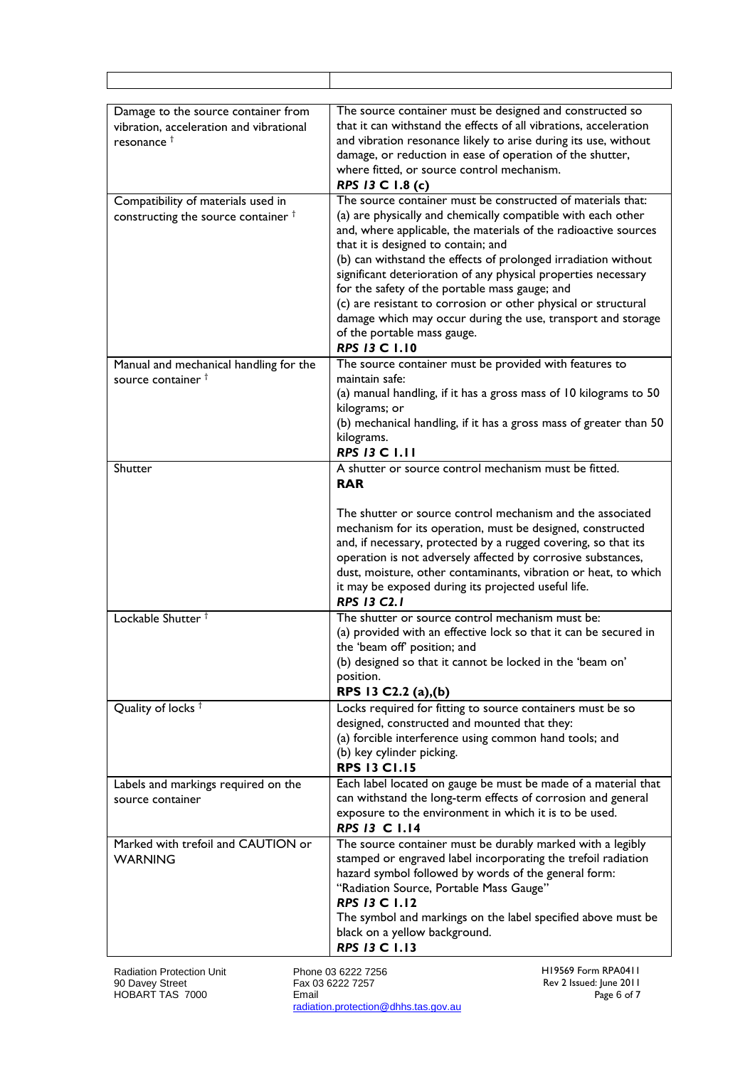| | |
|---|---|
| Damage to the source container from vibration, acceleration and vibrational resonance † | The source container must be designed and constructed so that it can withstand the effects of all vibrations, acceleration and vibration resonance likely to arise during its use, without damage, or reduction in ease of operation of the shutter, where fitted, or source control mechanism.<br>***RPS 13* C 1.8 (c)** |
| Compatibility of materials used in constructing the source container † | The source container must be constructed of materials that:<br>(a) are physically and chemically compatible with each other and, where applicable, the materials of the radioactive sources that it is designed to contain; and<br>(b) can withstand the effects of prolonged irradiation without significant deterioration of any physical properties necessary for the safety of the portable mass gauge; and<br>(c) are resistant to corrosion or other physical or structural damage which may occur during the use, transport and storage of the portable mass gauge.<br>***RPS 13* C 1.10** |
| Manual and mechanical handling for the source container † | The source container must be provided with features to maintain safe:<br>(a) manual handling, if it has a gross mass of 10 kilograms to 50 kilograms; or<br>(b) mechanical handling, if it has a gross mass of greater than 50 kilograms.<br>***RPS 13* C 1.11** |
| Shutter | A shutter or source control mechanism must be fitted.<br>**RAR**<br><br>The shutter or source control mechanism and the associated mechanism for its operation, must be designed, constructed and, if necessary, protected by a rugged covering, so that its operation is not adversely affected by corrosive substances, dust, moisture, other contaminants, vibration or heat, to which it may be exposed during its projected useful life.<br>***RPS 13 C2.1*** |
| Lockable Shutter † | The shutter or source control mechanism must be:<br>(a) provided with an effective lock so that it can be secured in the 'beam off' position; and<br>(b) designed so that it cannot be locked in the 'beam on' position.<br>**RPS 13 C2.2 (a),(b)** |
| Quality of locks † | Locks required for fitting to source containers must be so designed, constructed and mounted that they:<br>(a) forcible interference using common hand tools; and<br>(b) key cylinder picking.<br>**RPS 13 C1.15** |
| Labels and markings required on the source container | Each label located on gauge be must be made of a material that can withstand the long-term effects of corrosion and general exposure to the environment in which it is to be used.<br>***RPS 13* C 1.14** |
| Marked with trefoil and CAUTION or WARNING | The source container must be durably marked with a legibly stamped or engraved label incorporating the trefoil radiation hazard symbol followed by words of the general form: "Radiation Source, Portable Mass Gauge"<br>***RPS 13* C 1.12**<br>The symbol and markings on the label specified above must be black on a yellow background.<br>***RPS 13* C 1.13** |

Radiation Protection Unit
90 Davey Street
HOBART TAS 7000

Phone 03 6222 7256
Fax 03 6222 7257
Email
radiation.protection@dhhs.tas.gov.au

H19569 Form RPA0411
Rev 2 Issued: June 2011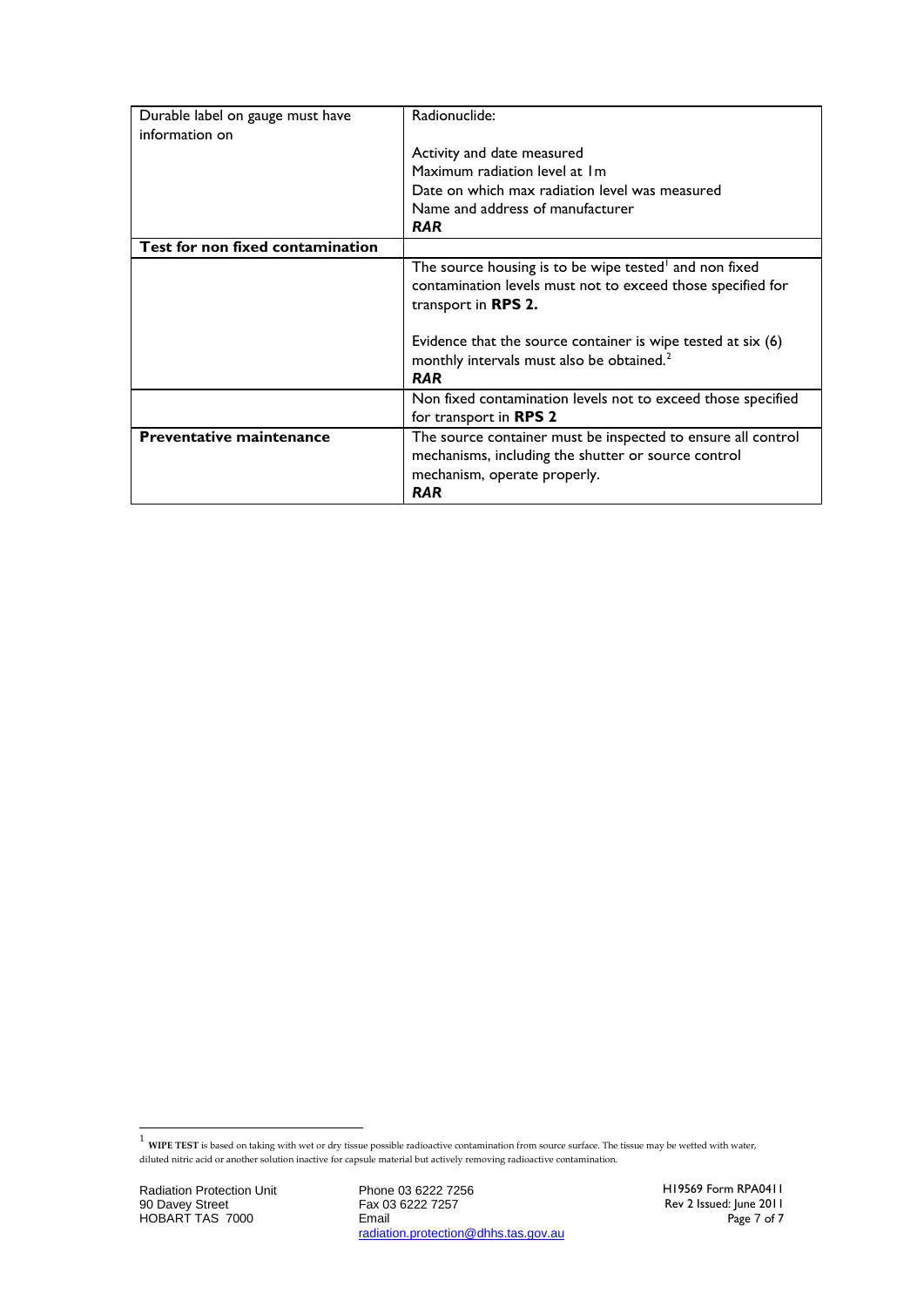| | |
|---|---|
| Durable label on gauge must have information on | Radionuclide:<br><br>Activity and date measured<br>Maximum radiation level at 1m<br>Date on which max radiation level was measured<br>Name and address of manufacturer<br>***RAR*** |
| **Test for non fixed contamination** | |
| | The source housing is to be wipe tested[1] and non fixed contamination levels must not to exceed those specified for transport in **RPS 2.**<br><br>Evidence that the source container is wipe tested at six (6) monthly intervals must also be obtained.[2]<br>***RAR*** |
| | Non fixed contamination levels not to exceed those specified for transport in **RPS 2** |
| **Preventative maintenance** | The source container must be inspected to ensure all control mechanisms, including the shutter or source control mechanism, operate properly.<br>***RAR*** |

[1] **WIPE TEST** is based on taking with wet or dry tissue possible radioactive contamination from source surface. The tissue may be wetted with water, diluted nitric acid or another solution inactive for capsule material but actively removing radioactive contamination.

Radiation Protection Unit
90 Davey Street
HOBART TAS 7000

Phone 03 6222 7256
Fax 03 6222 7257
Email
radiation.protection@dhhs.tas.gov.au

H19569 Form RPA0411
Rev 2 Issued: June 2011